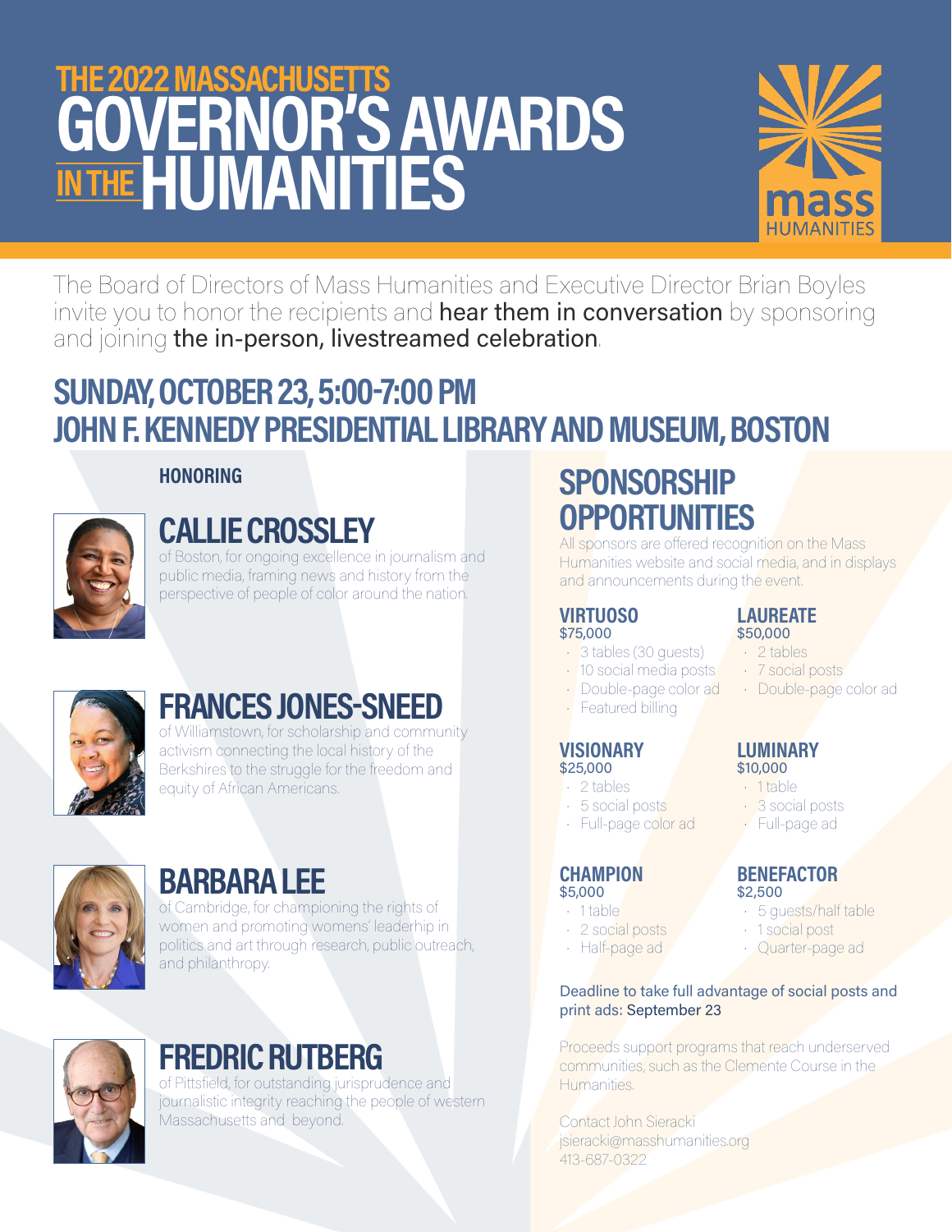# THE 2022 MASSACHUSETTS GOVERNOR'S AWARDS IN THE HUMANITIES

mass HUMANITIES

The Board of Directors of Mass Humanities and Executive Director Brian Boyles invite you to honor the recipients and **hear them in conversation** by sponsoring and joining **the in-person, livestreamed celebration**.

## SUNDAY, OCTOBER 23, 5:00-7:00 PM
## JOHN F. KENNEDY PRESIDENTIAL LIBRARY AND MUSEUM, BOSTON

**HONORING**

### CALLIE CROSSLEY

of Boston, for ongoing excellence in journalism and public media, framing news and history from the perspective of people of color around the nation.

### FRANCES JONES-SNEED

of Williamstown, for scholarship and community activism connecting the local history of the Berkshires to the struggle for the freedom and equity of African Americans.

### BARBARA LEE

of Cambridge, for championing the rights of women and promoting womens' leadership in politics and art through research, public outreach, and philanthropy.

### FREDRIC RUTBERG

of Pittsfield, for outstanding jurisprudence and journalistic integrity reaching the people of western Massachusetts and beyond.

## SPONSORSHIP OPPORTUNITIES

All sponsors are offered recognition on the Mass Humanities website and social media, and in displays and announcements during the event.

### VIRTUOSO
$75,000

- 3 tables (30 guests)
- 10 social media posts
- Double-page color ad
- Featured billing

### LAUREATE
$50,000

- 2 tables
- 7 social posts
- Double-page color ad

### VISIONARY
$25,000

- 2 tables
- 5 social posts
- Full-page color ad

### LUMINARY
$10,000

- 1 table
- 3 social posts
- Full-page ad

### CHAMPION
$5,000

- 1 table
- 2 social posts
- Half-page ad

### BENEFACTOR
$2,500

- 5 guests/half table
- 1 social post
- Quarter-page ad

Deadline to take full advantage of social posts and print ads: September 23

Proceeds support programs that reach underserved communities, such as the Clemente Course in the Humanities.

Contact John Sieracki
jsieracki@masshumanities.org
413-687-0322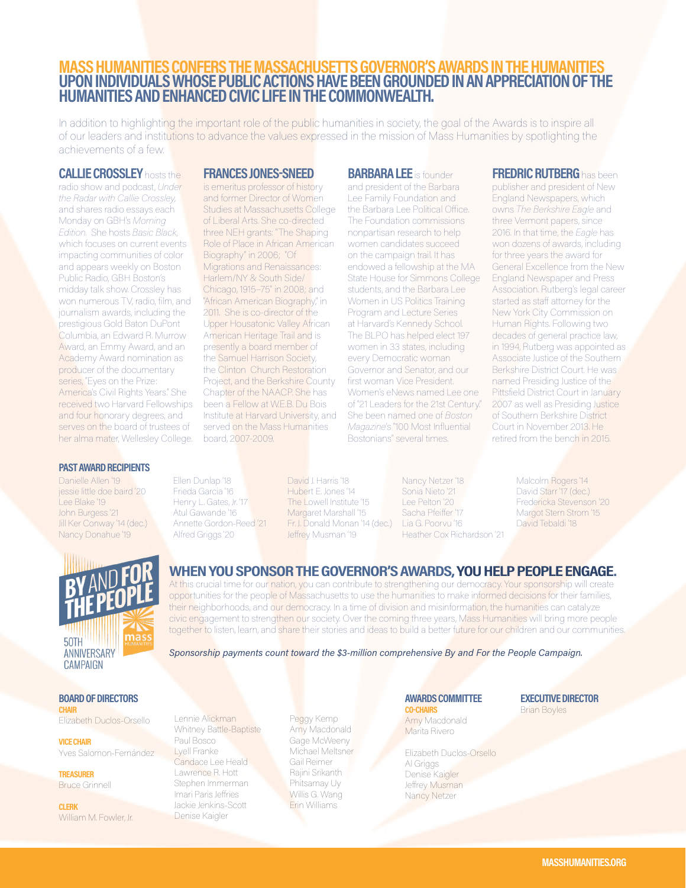## MASS HUMANITIES CONFERS THE MASSACHUSETTS GOVERNOR'S AWARDS IN THE HUMANITIES UPON INDIVIDUALS WHOSE PUBLIC ACTIONS HAVE BEEN GROUNDED IN AN APPRECIATION OF THE HUMANITIES AND ENHANCED CIVIC LIFE IN THE COMMONWEALTH.

In addition to highlighting the important role of the public humanities in society, the goal of the Awards is to inspire all of our leaders and institutions to advance the values expressed in the mission of Mass Humanities by spotlighting the achievements of a few.

**CALLIE CROSSLEY** hosts the radio show and podcast, *Under the Radar with Callie Crossley,* and shares radio essays each Monday on GBH's *Morning Edition*. She hosts *Basic Black*, which focuses on current events impacting communities of color and appears weekly on Boston Public Radio, GBH Boston's midday talk show. Crossley has won numerous TV, radio, film, and journalism awards, including the prestigious Gold Baton DuPont Columbia, an Edward R. Murrow Award, an Emmy Award, and an Academy Award nomination as producer of the documentary series, "Eyes on the Prize: America's Civil Rights Years." She received two Harvard Fellowships and four honorary degrees, and serves on the board of trustees of her alma mater, Wellesley College.

**FRANCES JONES-SNEED** is emeritus professor of history and former Director of Women Studies at Massachusetts College of Liberal Arts. She co-directed three NEH grants: "The Shaping Role of Place in African American Biography" in 2006; "Of Migrations and Renaissances: Harlem/NY & South Side/Chicago, 1915–75" in 2008; and "African American Biography," in 2011. She is co-director of the Upper Housatonic Valley African American Heritage Trail and is presently a board member of the Samuel Harrison Society, the Clinton Church Restoration Project, and the Berkshire County Chapter of the NAACP. She has been a Fellow at W.E.B. Du Bois Institute at Harvard University, and served on the Mass Humanities board, 2007-2009.

**BARBARA LEE** is founder and president of the Barbara Lee Family Foundation and the Barbara Lee Political Office. The Foundation commissions nonpartisan research to help women candidates succeed on the campaign trail. It has endowed a fellowship at the MA State House for Simmons College students, and the Barbara Lee Women in US Politics Training Program and Lecture Series at Harvard's Kennedy School. The BLPO has helped elect 197 women in 33 states, including every Democratic woman Governor and Senator, and our first woman Vice President. Women's eNews named Lee one of "21 Leaders for the 21st Century." She been named one of *Boston Magazine*'s "100 Most Influential Bostonians" several times.

**FREDRIC RUTBERG** has been publisher and president of New England Newspapers, which owns *The Berkshire Eagle* and three Vermont papers, since 2016. In that time, the *Eagle* has won dozens of awards, including for three years the award for General Excellence from the New England Newspaper and Press Association. Rutberg's legal career started as staff attorney for the New York City Commission on Human Rights. Following two decades of general practice law, in 1994, Rutberg was appointed as Associate Justice of the Southern Berkshire District Court. He was named Presiding Justice of the Pittsfield District Court in January 2007 as well as Presiding Justice of Southern Berkshire District Court in November 2013. He retired from the bench in 2015.

### PAST AWARD RECIPIENTS

Danielle Allen '19
jessie little doe baird '20
Lee Blake '19
John Burgess '21
Jill Ker Conway '14 (dec.)
Nancy Donahue '19
Ellen Dunlap '18
Frieda Garcia '16
Henry L. Gates, Jr. '17
Atul Gawande '16
Annette Gordon-Reed '21
Alfred Griggs '20
David J. Harris '18
Hubert E. Jones '14
The Lowell Institute '15
Margaret Marshall '15
Fr. J. Donald Monan '14 (dec.)
Jeffrey Musman '19
Nancy Netzer '18
Sonia Nieto '21
Lee Pelton '20
Sacha Pfeiffer '17
Lia G. Poorvu '16
Heather Cox Richardson '21
Malcolm Rogers '14
David Starr '17 (dec.)
Fredericka Stevenson '20
Margot Stern Strom '15
David Tebaldi '18

BY AND FOR THE PEOPLE
50TH ANNIVERSARY CAMPAIGN

## WHEN YOU SPONSOR THE GOVERNOR'S AWARDS, YOU HELP PEOPLE ENGAGE.

At this crucial time for our nation, you can contribute to strengthening our democracy. Your sponsorship will create opportunities for the people of Massachusetts to use the humanities to make informed decisions for their families, their neighborhoods, and our democracy. In a time of division and misinformation, the humanities can catalyze civic engagement to strengthen our society. Over the coming three years, Mass Humanities will bring more people together to listen, learn, and share their stories and ideas to build a better future for our children and our communities.

*Sponsorship payments count toward the $3-million comprehensive By and For the People Campaign.*

### BOARD OF DIRECTORS

**CHAIR**
Elizabeth Duclos-Orsello

**VICE CHAIR**
Yves Salomon-Fernández

**TREASURER**
Bruce Grinnell

**CLERK**
William M. Fowler, Jr.

Lennie Alickman
Whitney Battle-Baptiste
Paul Bosco
Lyell Franke
Candace Lee Heald
Lawrence R. Hott
Stephen Immerman
Imari Paris Jeffries
Jackie Jenkins-Scott
Denise Kaigler
Peggy Kemp
Amy Macdonald
Gage McWeeny
Michael Meltsner
Gail Reimer
Rajini Srikanth
Phitsamay Uy
Willis G. Wang
Erin Williams

### AWARDS COMMITTEE

**CO-CHAIRS**
Amy Macdonald
Marita Rivero

Elizabeth Duclos-Orsello
Al Griggs
Denise Kaigler
Jeffrey Musman
Nancy Netzer

### EXECUTIVE DIRECTOR

Brian Boyles

MASSHUMANITIES.ORG